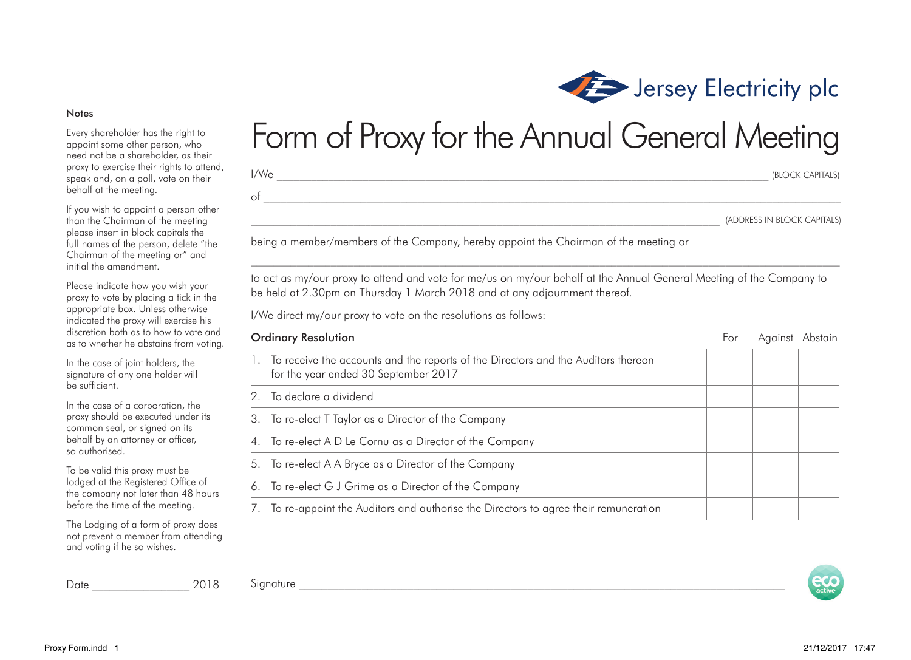Jersey Electricity plc

# Form of Proxy for the Annual General Meeting

I/We ______________________________________________ (BLOCK CAPITALS)

of ______________________________________________

______________________________________________ (ADDRESS IN BLOCK CAPITALS)

being a member/members of the Company, hereby appoint the Chairman of the meeting or

______________________________________________

to act as my/our proxy to attend and vote for me/us on my/our behalf at the Annual General Meeting of the Company to be held at 2.30pm on Thursday 1 March 2018 and at any adjournment thereof.

I/We direct my/our proxy to vote on the resolutions as follows:

| Ordinary Resolution | For | Against | Abstain |
|---|---|---|---|
| 1. To receive the accounts and the reports of the Directors and the Auditors thereon for the year ended 30 September 2017 | | | |
| 2. To declare a dividend | | | |
| 3. To re-elect T Taylor as a Director of the Company | | | |
| 4. To re-elect A D Le Cornu as a Director of the Company | | | |
| 5. To re-elect A A Bryce as a Director of the Company | | | |
| 6. To re-elect G J Grime as a Director of the Company | | | |
| 7. To re-appoint the Auditors and authorise the Directors to agree their remuneration | | | |

Signature ______________________________________________

## Notes

Every shareholder has the right to appoint some other person, who need not be a shareholder, as their proxy to exercise their rights to attend, speak and, on a poll, vote on their behalf at the meeting.

If you wish to appoint a person other than the Chairman of the meeting please insert in block capitals the full names of the person, delete "the Chairman of the meeting or" and initial the amendment.

Please indicate how you wish your proxy to vote by placing a tick in the appropriate box. Unless otherwise indicated the proxy will exercise his discretion both as to how to vote and as to whether he abstains from voting.

In the case of joint holders, the signature of any one holder will be sufficient.

In the case of a corporation, the proxy should be executed under its common seal, or signed on its behalf by an attorney or officer, so authorised.

To be valid this proxy must be lodged at the Registered Office of the company not later than 48 hours before the time of the meeting.

The Lodging of a form of proxy does not prevent a member from attending and voting if he so wishes.

Date ________________ 2018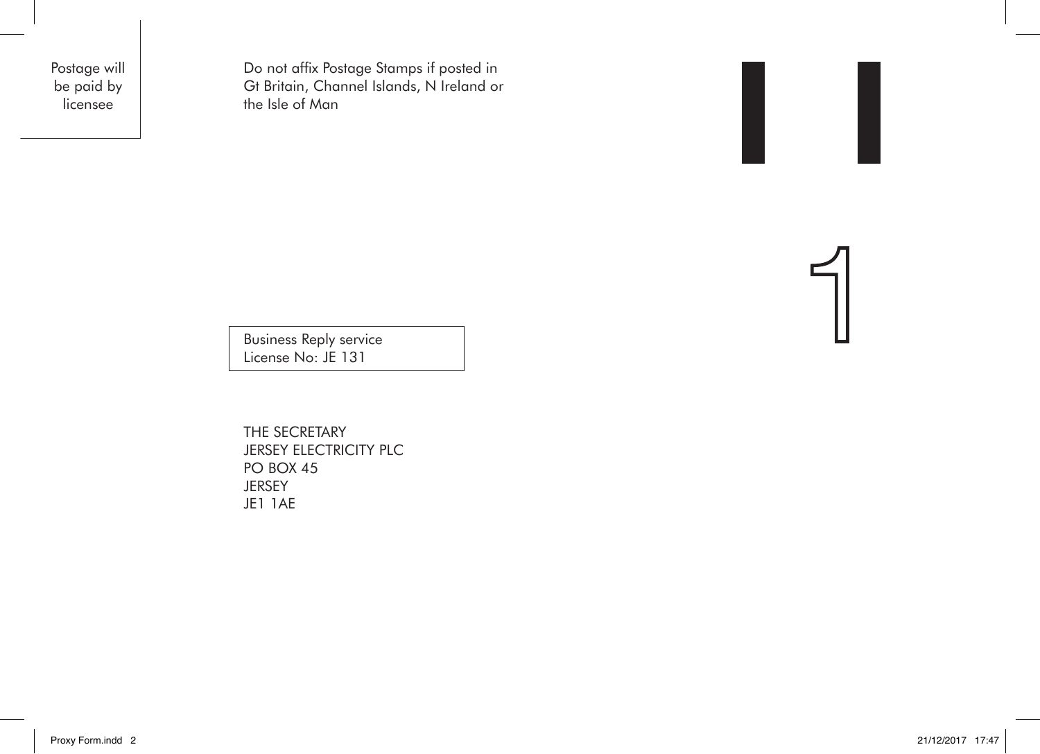Postage will be paid by licensee

Do not affix Postage Stamps if posted in Gt Britain, Channel Islands, N Ireland or the Isle of Man

1

Business Reply service
License No: JE 131

THE SECRETARY
JERSEY ELECTRICITY PLC
PO BOX 45
JERSEY
JE1 1AE